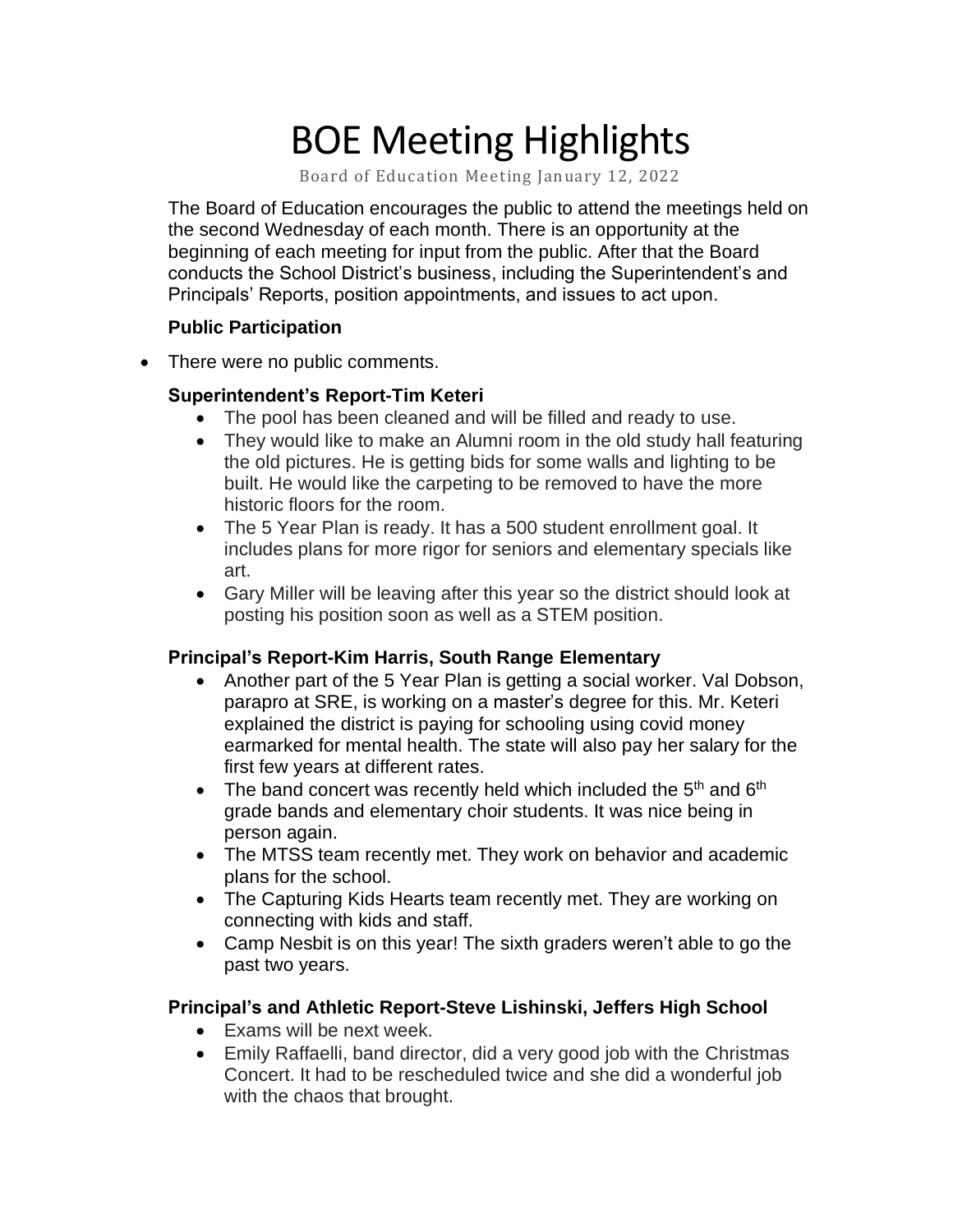# BOE Meeting Highlights

Board of Education Meeting January 12, 2022

The Board of Education encourages the public to attend the meetings held on the second Wednesday of each month. There is an opportunity at the beginning of each meeting for input from the public. After that the Board conducts the School District's business, including the Superintendent's and Principals' Reports, position appointments, and issues to act upon.

**Public Participation**

- There were no public comments.

**Superintendent's Report-Tim Keteri**

- The pool has been cleaned and will be filled and ready to use.
- They would like to make an Alumni room in the old study hall featuring the old pictures. He is getting bids for some walls and lighting to be built. He would like the carpeting to be removed to have the more historic floors for the room.
- The 5 Year Plan is ready. It has a 500 student enrollment goal. It includes plans for more rigor for seniors and elementary specials like art.
- Gary Miller will be leaving after this year so the district should look at posting his position soon as well as a STEM position.

**Principal's Report-Kim Harris, South Range Elementary**

- Another part of the 5 Year Plan is getting a social worker. Val Dobson, parapro at SRE, is working on a master's degree for this. Mr. Keteri explained the district is paying for schooling using covid money earmarked for mental health. The state will also pay her salary for the first few years at different rates.
- The band concert was recently held which included the 5th and 6th grade bands and elementary choir students. It was nice being in person again.
- The MTSS team recently met. They work on behavior and academic plans for the school.
- The Capturing Kids Hearts team recently met. They are working on connecting with kids and staff.
- Camp Nesbit is on this year! The sixth graders weren't able to go the past two years.

**Principal's and Athletic Report-Steve Lishinski, Jeffers High School**

- Exams will be next week.
- Emily Raffaelli, band director, did a very good job with the Christmas Concert. It had to be rescheduled twice and she did a wonderful job with the chaos that brought.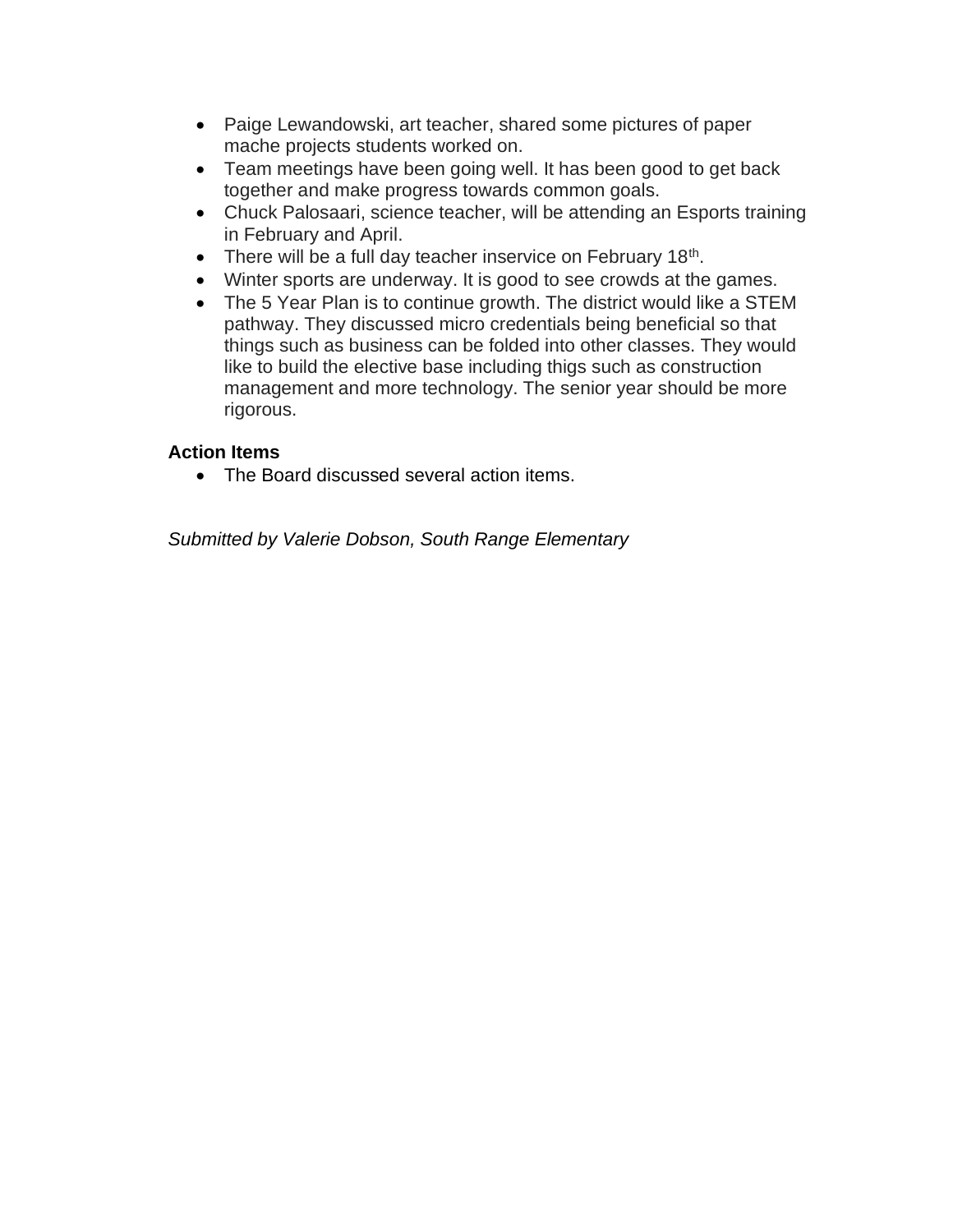- Paige Lewandowski, art teacher, shared some pictures of paper mache projects students worked on.
- Team meetings have been going well. It has been good to get back together and make progress towards common goals.
- Chuck Palosaari, science teacher, will be attending an Esports training in February and April.
- There will be a full day teacher inservice on February 18th.
- Winter sports are underway. It is good to see crowds at the games.
- The 5 Year Plan is to continue growth. The district would like a STEM pathway. They discussed micro credentials being beneficial so that things such as business can be folded into other classes. They would like to build the elective base including thigs such as construction management and more technology. The senior year should be more rigorous.

**Action Items**

- The Board discussed several action items.

*Submitted by Valerie Dobson, South Range Elementary*